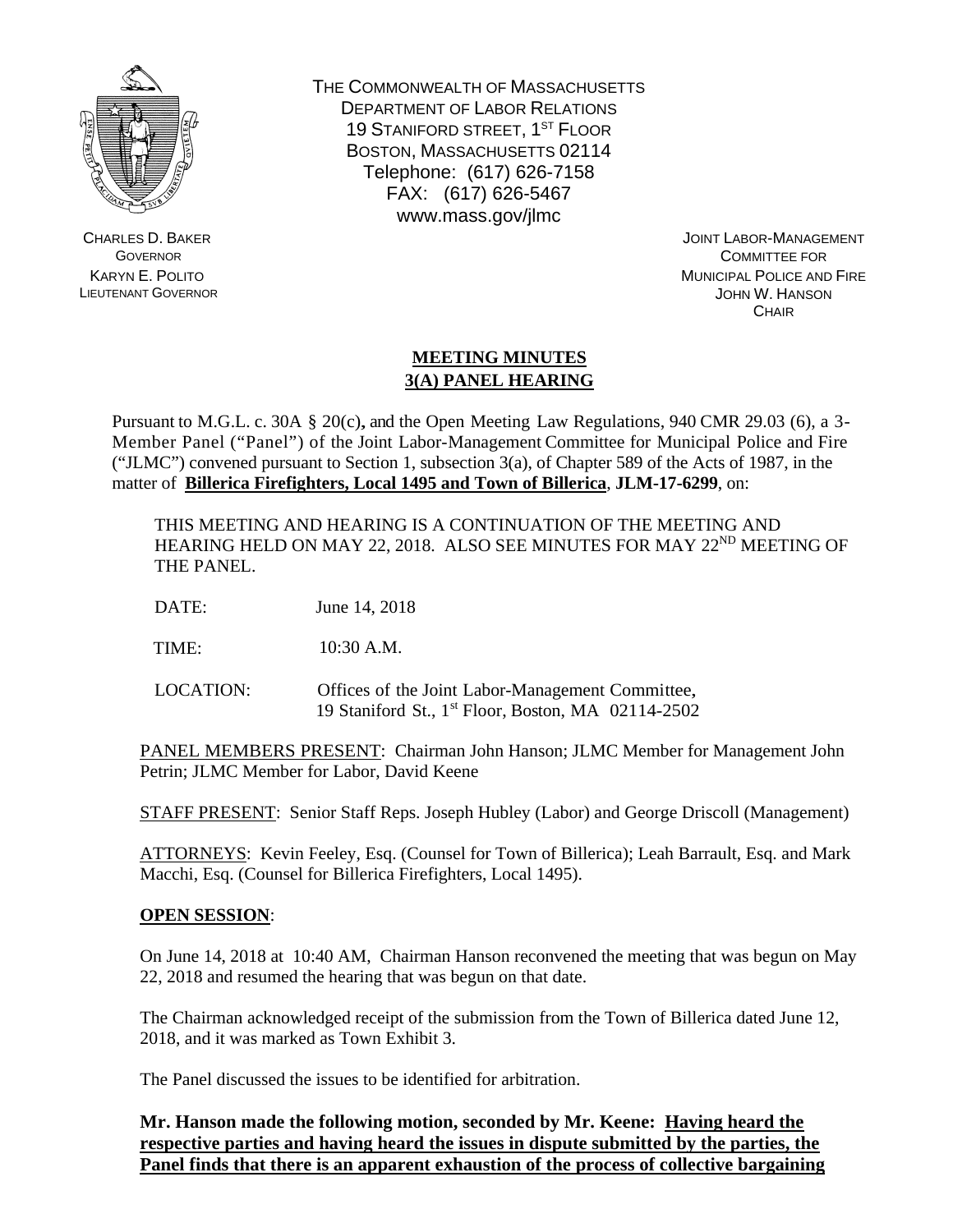THE COMMONWEALTH OF MASSACHUSETTS
DEPARTMENT OF LABOR RELATIONS
19 STANIFORD STREET, 1ST FLOOR
BOSTON, MASSACHUSETTS 02114
Telephone: (617) 626-7158
FAX: (617) 626-5467
www.mass.gov/jlmc

CHARLES D. BAKER
GOVERNOR
KARYN E. POLITO
LIEUTENANT GOVERNOR

JOINT LABOR-MANAGEMENT
COMMITTEE FOR
MUNICIPAL POLICE AND FIRE
JOHN W. HANSON
CHAIR

## MEETING MINUTES
## 3(A) PANEL HEARING

Pursuant to M.G.L. c. 30A § 20(c), and the Open Meeting Law Regulations, 940 CMR 29.03 (6), a 3-Member Panel ("Panel") of the Joint Labor-Management Committee for Municipal Police and Fire ("JLMC") convened pursuant to Section 1, subsection 3(a), of Chapter 589 of the Acts of 1987, in the matter of **Billerica Firefighters, Local 1495 and Town of Billerica**, **JLM-17-6299**, on:

THIS MEETING AND HEARING IS A CONTINUATION OF THE MEETING AND HEARING HELD ON MAY 22, 2018. ALSO SEE MINUTES FOR MAY 22ND MEETING OF THE PANEL.

DATE: June 14, 2018

TIME: 10:30 A.M.

LOCATION: Offices of the Joint Labor-Management Committee, 19 Staniford St., 1st Floor, Boston, MA 02114-2502

PANEL MEMBERS PRESENT: Chairman John Hanson; JLMC Member for Management John Petrin; JLMC Member for Labor, David Keene

STAFF PRESENT: Senior Staff Reps. Joseph Hubley (Labor) and George Driscoll (Management)

ATTORNEYS: Kevin Feeley, Esq. (Counsel for Town of Billerica); Leah Barrault, Esq. and Mark Macchi, Esq. (Counsel for Billerica Firefighters, Local 1495).

**OPEN SESSION**:

On June 14, 2018 at 10:40 AM, Chairman Hanson reconvened the meeting that was begun on May 22, 2018 and resumed the hearing that was begun on that date.

The Chairman acknowledged receipt of the submission from the Town of Billerica dated June 12, 2018, and it was marked as Town Exhibit 3.

The Panel discussed the issues to be identified for arbitration.

**Mr. Hanson made the following motion, seconded by Mr. Keene: Having heard the respective parties and having heard the issues in dispute submitted by the parties, the Panel finds that there is an apparent exhaustion of the process of collective bargaining**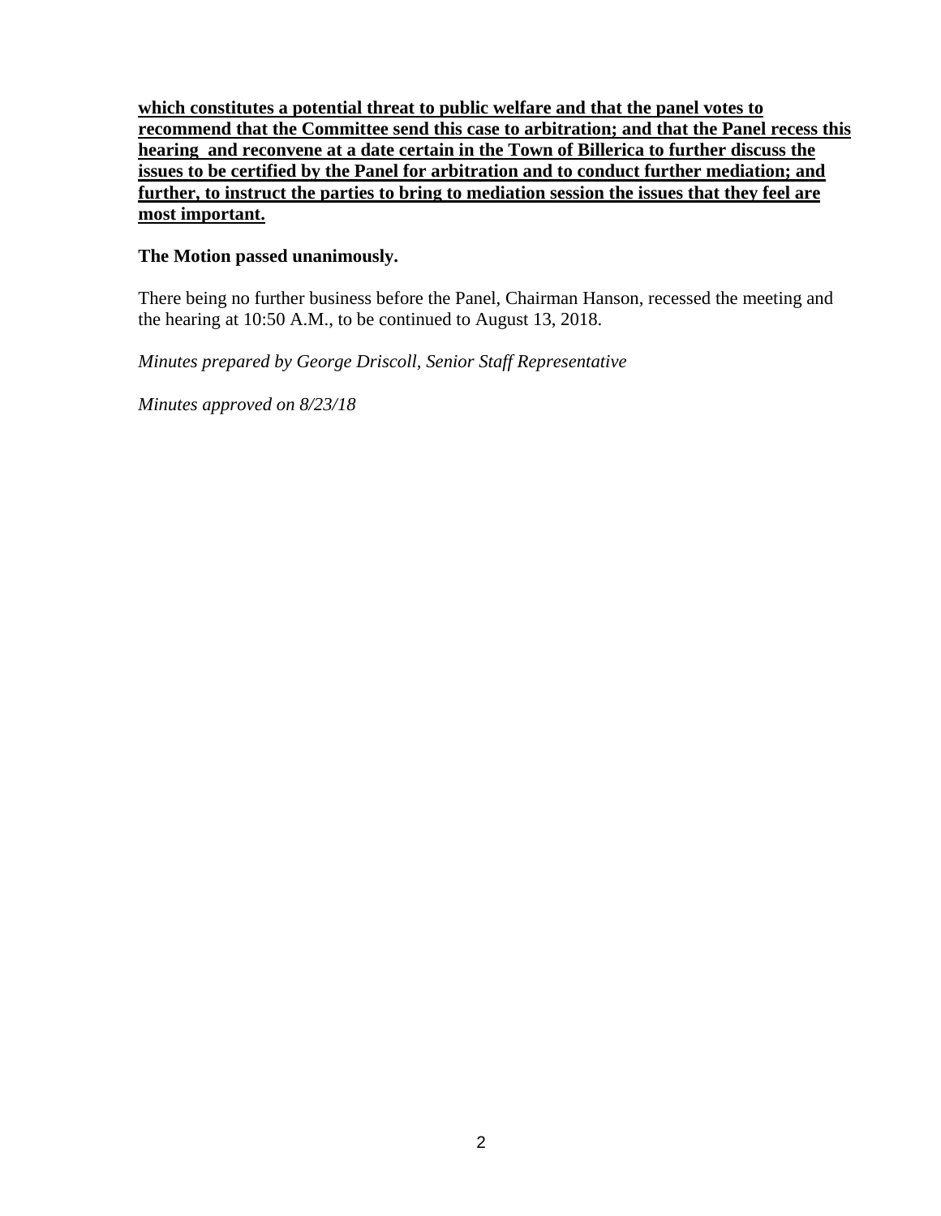**which constitutes a potential threat to public welfare and that the panel votes to recommend that the Committee send this case to arbitration; and that the Panel recess this hearing and reconvene at a date certain in the Town of Billerica to further discuss the issues to be certified by the Panel for arbitration and to conduct further mediation; and further, to instruct the parties to bring to mediation session the issues that they feel are most important.**

**The Motion passed unanimously.**

There being no further business before the Panel, Chairman Hanson, recessed the meeting and the hearing at 10:50 A.M., to be continued to August 13, 2018.

*Minutes prepared by George Driscoll, Senior Staff Representative*

*Minutes approved on 8/23/18*